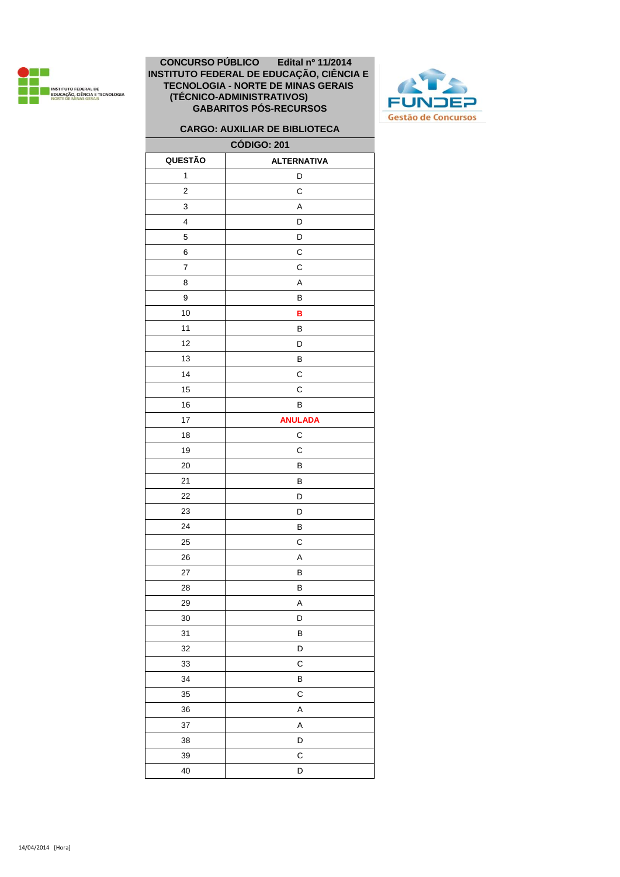**CONCURSO PÚBLICO Edital nº 11/2014**
**INSTITUTO FEDERAL DE EDUCAÇÃO, CIÊNCIA E TECNOLOGIA - NORTE DE MINAS GERAIS (TÉCNICO-ADMINISTRATIVOS)**
**GABARITOS PÓS-RECURSOS**

**CARGO: AUXILIAR DE BIBLIOTECA**

**CÓDIGO: 201**

| QUESTÃO | ALTERNATIVA |
|---|---|
| 1 | D |
| 2 | C |
| 3 | A |
| 4 | D |
| 5 | D |
| 6 | C |
| 7 | C |
| 8 | A |
| 9 | B |
| 10 | **B** |
| 11 | B |
| 12 | D |
| 13 | B |
| 14 | C |
| 15 | C |
| 16 | B |
| 17 | **ANULADA** |
| 18 | C |
| 19 | C |
| 20 | B |
| 21 | B |
| 22 | D |
| 23 | D |
| 24 | B |
| 25 | C |
| 26 | A |
| 27 | B |
| 28 | B |
| 29 | A |
| 30 | D |
| 31 | B |
| 32 | D |
| 33 | C |
| 34 | B |
| 35 | C |
| 36 | A |
| 37 | A |
| 38 | D |
| 39 | C |
| 40 | D |

14/04/2014 [Hora]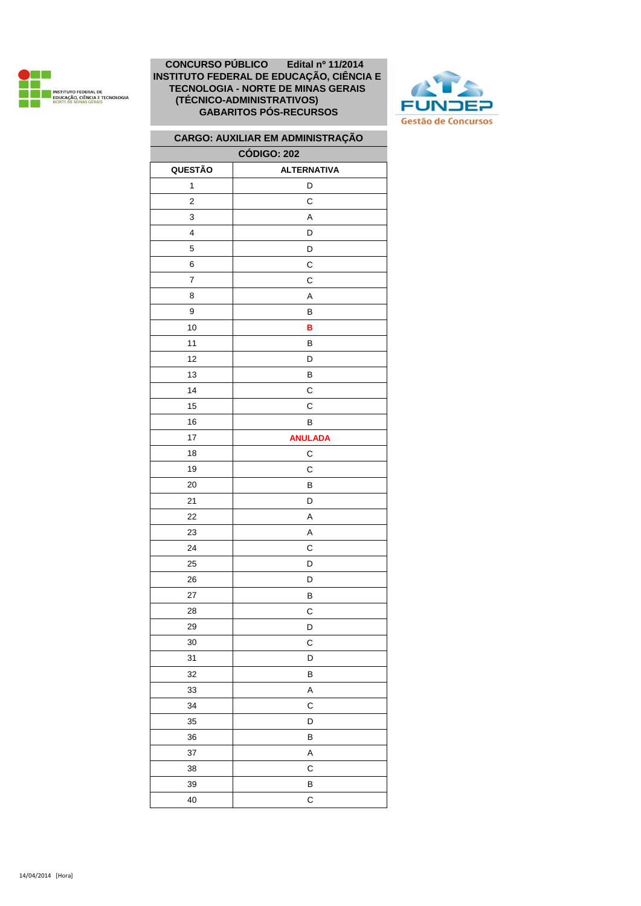INSTITUTO FEDERAL DE EDUCAÇÃO, CIÊNCIA E TECNOLOGIA NORTE DE MINAS GERAIS

# CONCURSO PÚBLICO Edital nº 11/2014 INSTITUTO FEDERAL DE EDUCAÇÃO, CIÊNCIA E TECNOLOGIA - NORTE DE MINAS GERAIS (TÉCNICO-ADMINISTRATIVOS) GABARITOS PÓS-RECURSOS

FUNDEP Gestão de Concursos

## CARGO: AUXILIAR EM ADMINISTRAÇÃO
## CÓDIGO: 202

| QUESTÃO | ALTERNATIVA |
|---|---|
| 1 | D |
| 2 | C |
| 3 | A |
| 4 | D |
| 5 | D |
| 6 | C |
| 7 | C |
| 8 | A |
| 9 | B |
| 10 | **B** |
| 11 | B |
| 12 | D |
| 13 | B |
| 14 | C |
| 15 | C |
| 16 | B |
| 17 | **ANULADA** |
| 18 | C |
| 19 | C |
| 20 | B |
| 21 | D |
| 22 | A |
| 23 | A |
| 24 | C |
| 25 | D |
| 26 | D |
| 27 | B |
| 28 | C |
| 29 | D |
| 30 | C |
| 31 | D |
| 32 | B |
| 33 | A |
| 34 | C |
| 35 | D |
| 36 | B |
| 37 | A |
| 38 | C |
| 39 | B |
| 40 | C |

14/04/2014 [Hora]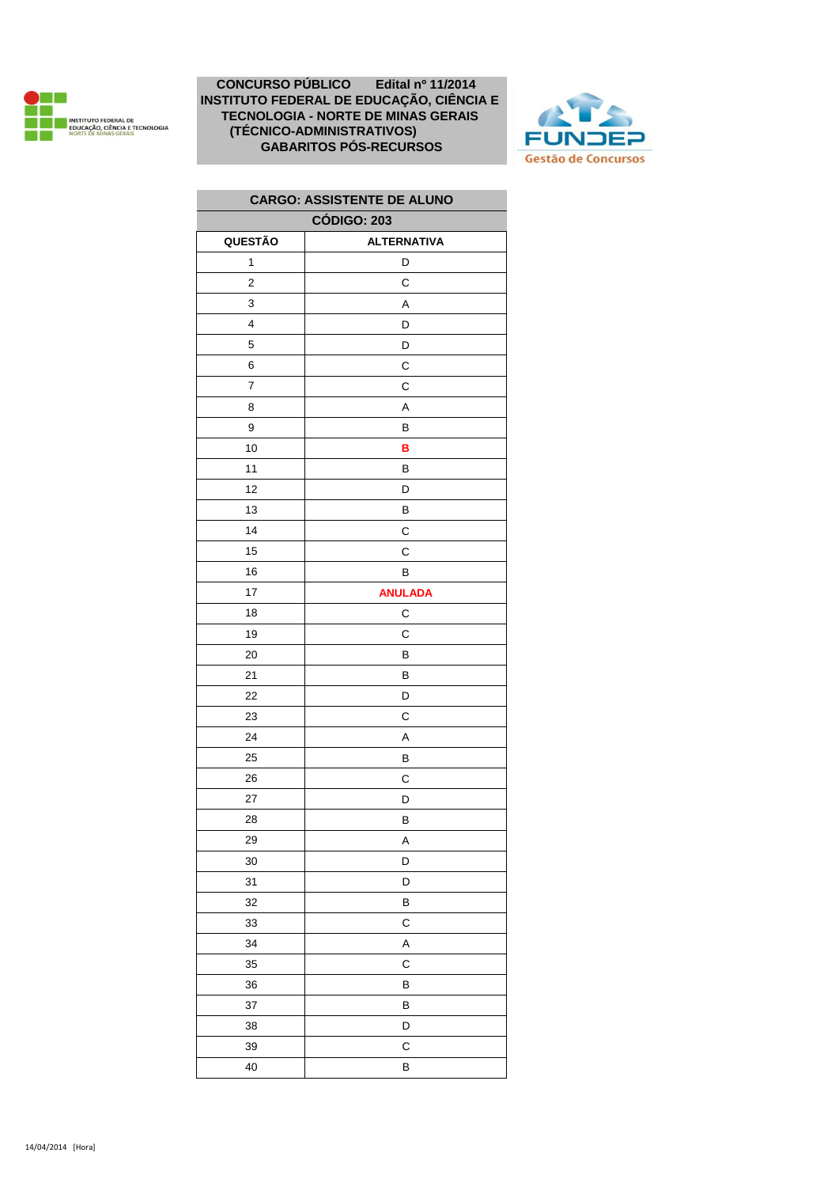**CONCURSO PÚBLICO Edital nº 11/2014**
**INSTITUTO FEDERAL DE EDUCAÇÃO, CIÊNCIA E TECNOLOGIA - NORTE DE MINAS GERAIS (TÉCNICO-ADMINISTRATIVOS)**
**GABARITOS PÓS-RECURSOS**

| CARGO: ASSISTENTE DE ALUNO | |
|---|---|
| CÓDIGO: 203 | |
| **QUESTÃO** | **ALTERNATIVA** |
| 1 | D |
| 2 | C |
| 3 | A |
| 4 | D |
| 5 | D |
| 6 | C |
| 7 | C |
| 8 | A |
| 9 | B |
| 10 | **B** |
| 11 | B |
| 12 | D |
| 13 | B |
| 14 | C |
| 15 | C |
| 16 | B |
| 17 | **ANULADA** |
| 18 | C |
| 19 | C |
| 20 | B |
| 21 | B |
| 22 | D |
| 23 | C |
| 24 | A |
| 25 | B |
| 26 | C |
| 27 | D |
| 28 | B |
| 29 | A |
| 30 | D |
| 31 | D |
| 32 | B |
| 33 | C |
| 34 | A |
| 35 | C |
| 36 | B |
| 37 | B |
| 38 | D |
| 39 | C |
| 40 | B |

14/04/2014 [Hora]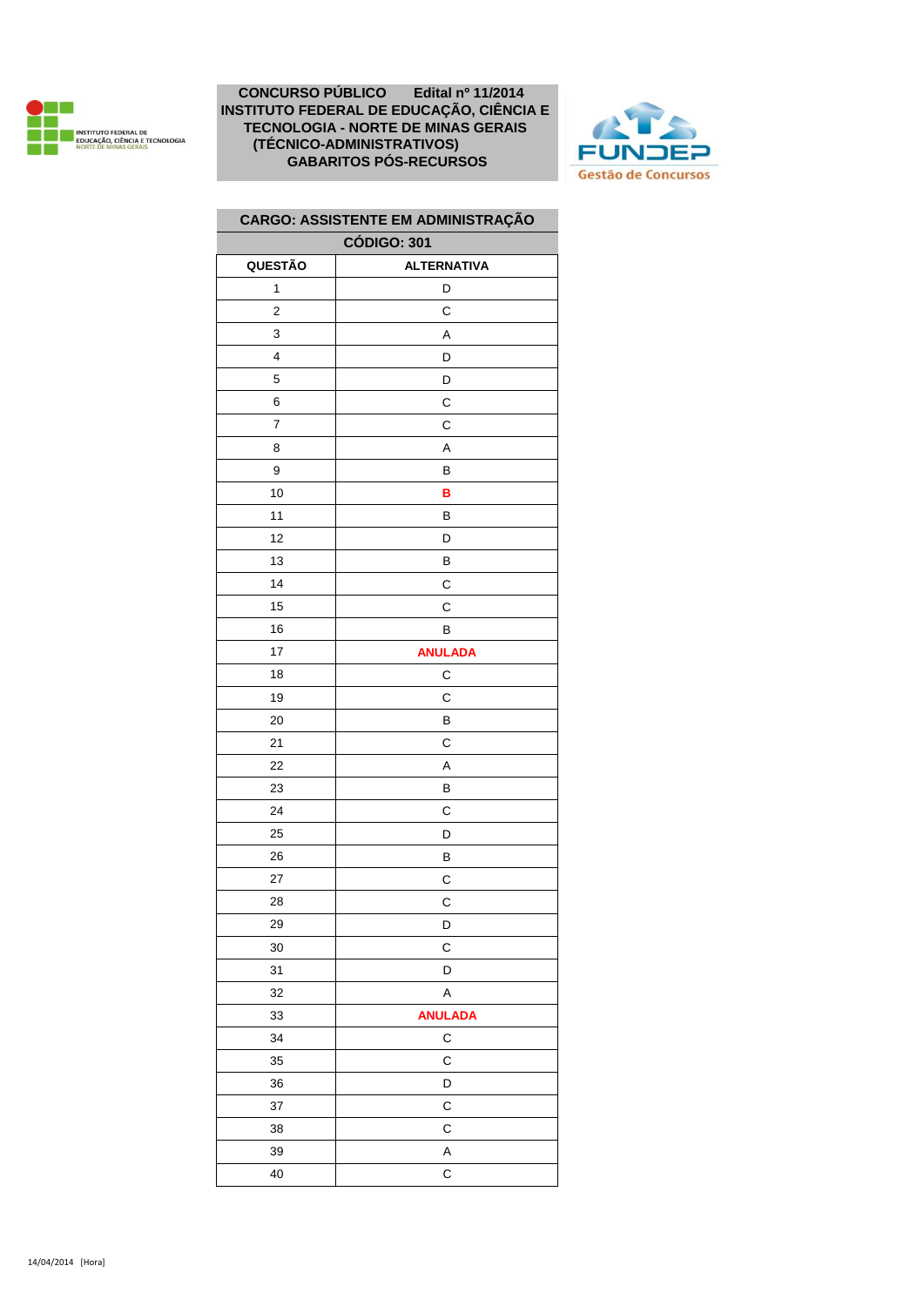**CONCURSO PÚBLICO Edital nº 11/2014**
**INSTITUTO FEDERAL DE EDUCAÇÃO, CIÊNCIA E TECNOLOGIA - NORTE DE MINAS GERAIS**
**(TÉCNICO-ADMINISTRATIVOS)**
**GABARITOS PÓS-RECURSOS**

| CARGO: ASSISTENTE EM ADMINISTRAÇÃO | |
|---|---|
| CÓDIGO: 301 | |
| QUESTÃO | ALTERNATIVA |
| 1 | D |
| 2 | C |
| 3 | A |
| 4 | D |
| 5 | D |
| 6 | C |
| 7 | C |
| 8 | A |
| 9 | B |
| 10 | **B** |
| 11 | B |
| 12 | D |
| 13 | B |
| 14 | C |
| 15 | C |
| 16 | B |
| 17 | **ANULADA** |
| 18 | C |
| 19 | C |
| 20 | B |
| 21 | C |
| 22 | A |
| 23 | B |
| 24 | C |
| 25 | D |
| 26 | B |
| 27 | C |
| 28 | C |
| 29 | D |
| 30 | C |
| 31 | D |
| 32 | A |
| 33 | **ANULADA** |
| 34 | C |
| 35 | C |
| 36 | D |
| 37 | C |
| 38 | C |
| 39 | A |
| 40 | C |

14/04/2014 [Hora]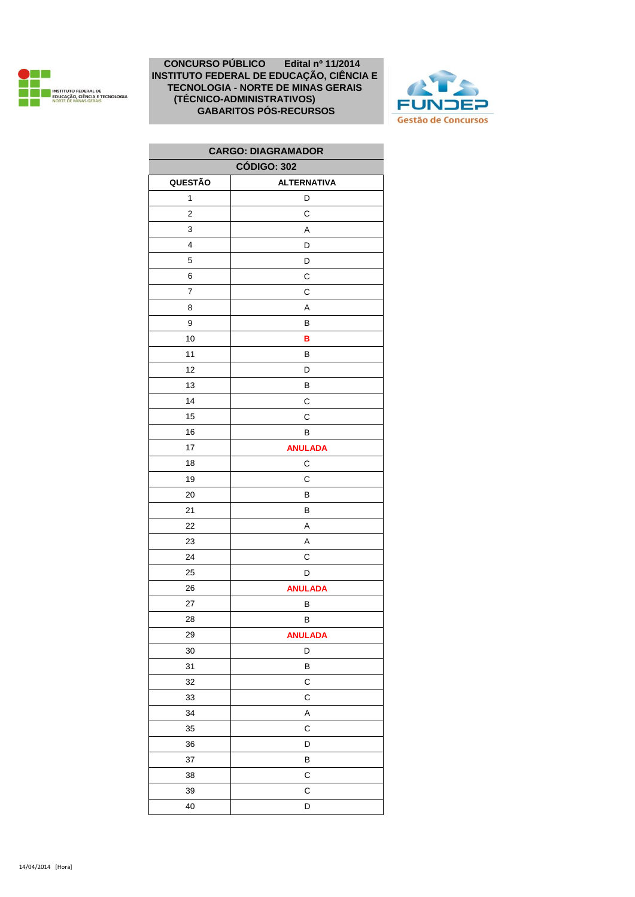**CONCURSO PÚBLICO Edital nº 11/2014**
**INSTITUTO FEDERAL DE EDUCAÇÃO, CIÊNCIA E TECNOLOGIA - NORTE DE MINAS GERAIS (TÉCNICO-ADMINISTRATIVOS)**
**GABARITOS PÓS-RECURSOS**

| CARGO: DIAGRAMADOR | |
|---|---|
| CÓDIGO: 302 | |
| **QUESTÃO** | **ALTERNATIVA** |
| 1 | D |
| 2 | C |
| 3 | A |
| 4 | D |
| 5 | D |
| 6 | C |
| 7 | C |
| 8 | A |
| 9 | B |
| 10 | **B** |
| 11 | B |
| 12 | D |
| 13 | B |
| 14 | C |
| 15 | C |
| 16 | B |
| 17 | **ANULADA** |
| 18 | C |
| 19 | C |
| 20 | B |
| 21 | B |
| 22 | A |
| 23 | A |
| 24 | C |
| 25 | D |
| 26 | **ANULADA** |
| 27 | B |
| 28 | B |
| 29 | **ANULADA** |
| 30 | D |
| 31 | B |
| 32 | C |
| 33 | C |
| 34 | A |
| 35 | C |
| 36 | D |
| 37 | B |
| 38 | C |
| 39 | C |
| 40 | D |

14/04/2014 [Hora]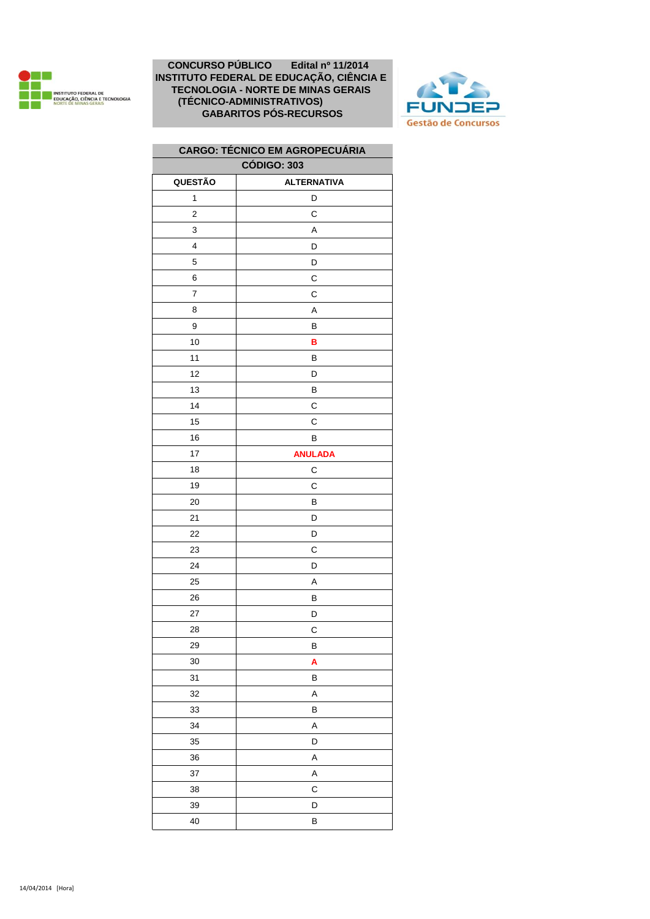**CONCURSO PÚBLICO Edital nº 11/2014**
**INSTITUTO FEDERAL DE EDUCAÇÃO, CIÊNCIA E TECNOLOGIA - NORTE DE MINAS GERAIS (TÉCNICO-ADMINISTRATIVOS)**
**GABARITOS PÓS-RECURSOS**

| CARGO: TÉCNICO EM AGROPECUÁRIA | |
|---|---|
| CÓDIGO: 303 | |
| **QUESTÃO** | **ALTERNATIVA** |
| 1 | D |
| 2 | C |
| 3 | A |
| 4 | D |
| 5 | D |
| 6 | C |
| 7 | C |
| 8 | A |
| 9 | B |
| 10 | **B** |
| 11 | B |
| 12 | D |
| 13 | B |
| 14 | C |
| 15 | C |
| 16 | B |
| 17 | **ANULADA** |
| 18 | C |
| 19 | C |
| 20 | B |
| 21 | D |
| 22 | D |
| 23 | C |
| 24 | D |
| 25 | A |
| 26 | B |
| 27 | D |
| 28 | C |
| 29 | B |
| 30 | **A** |
| 31 | B |
| 32 | A |
| 33 | B |
| 34 | A |
| 35 | D |
| 36 | A |
| 37 | A |
| 38 | C |
| 39 | D |
| 40 | B |

14/04/2014 [Hora]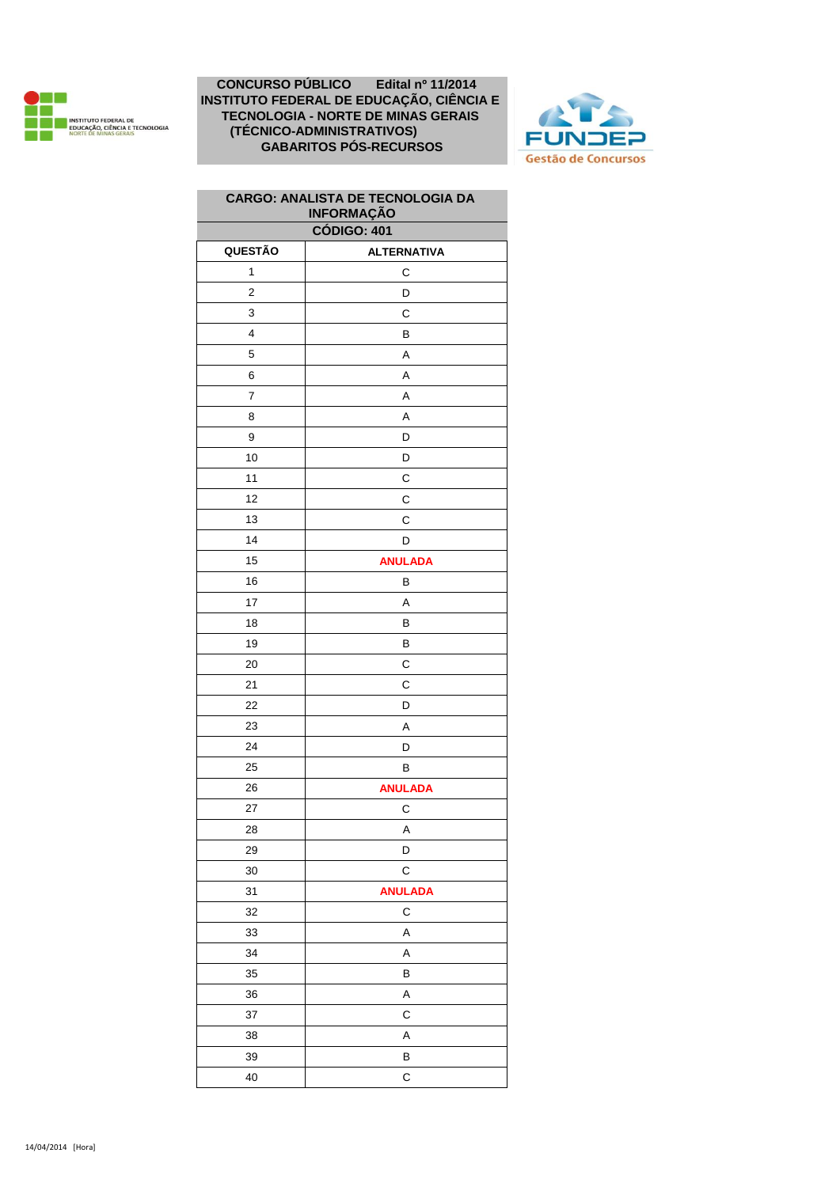**CONCURSO PÚBLICO Edital nº 11/2014**
**INSTITUTO FEDERAL DE EDUCAÇÃO, CIÊNCIA E TECNOLOGIA - NORTE DE MINAS GERAIS (TÉCNICO-ADMINISTRATIVOS)**
**GABARITOS PÓS-RECURSOS**

| CARGO: ANALISTA DE TECNOLOGIA DA INFORMAÇÃO | |
|---|---|
| CÓDIGO: 401 | |
| **QUESTÃO** | **ALTERNATIVA** |
| 1 | C |
| 2 | D |
| 3 | C |
| 4 | B |
| 5 | A |
| 6 | A |
| 7 | A |
| 8 | A |
| 9 | D |
| 10 | D |
| 11 | C |
| 12 | C |
| 13 | C |
| 14 | D |
| 15 | **ANULADA** |
| 16 | B |
| 17 | A |
| 18 | B |
| 19 | B |
| 20 | C |
| 21 | C |
| 22 | D |
| 23 | A |
| 24 | D |
| 25 | B |
| 26 | **ANULADA** |
| 27 | C |
| 28 | A |
| 29 | D |
| 30 | C |
| 31 | **ANULADA** |
| 32 | C |
| 33 | A |
| 34 | A |
| 35 | B |
| 36 | A |
| 37 | C |
| 38 | A |
| 39 | B |
| 40 | C |

14/04/2014 [Hora]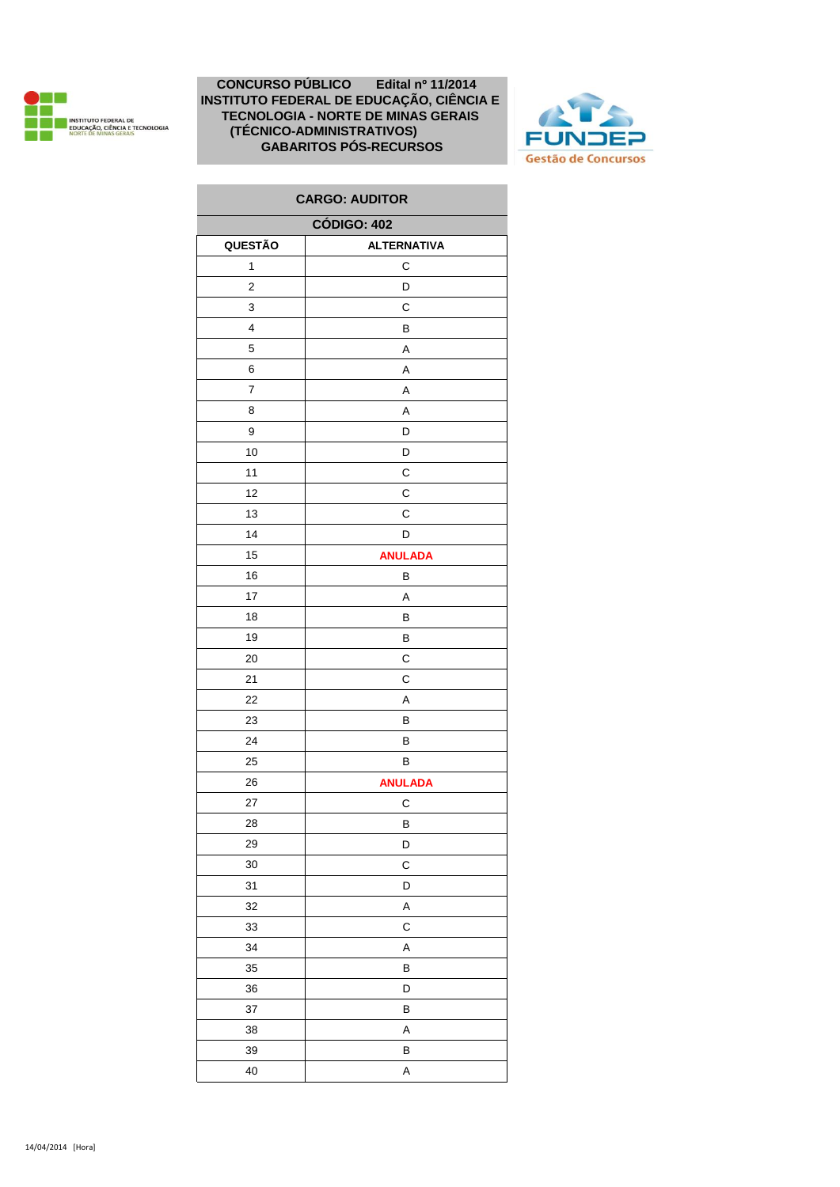**CONCURSO PÚBLICO Edital nº 11/2014**
**INSTITUTO FEDERAL DE EDUCAÇÃO, CIÊNCIA E TECNOLOGIA - NORTE DE MINAS GERAIS (TÉCNICO-ADMINISTRATIVOS)**
**GABARITOS PÓS-RECURSOS**

| CARGO: AUDITOR | |
|---|---|
| CÓDIGO: 402 | |
| **QUESTÃO** | **ALTERNATIVA** |
| 1 | C |
| 2 | D |
| 3 | C |
| 4 | B |
| 5 | A |
| 6 | A |
| 7 | A |
| 8 | A |
| 9 | D |
| 10 | D |
| 11 | C |
| 12 | C |
| 13 | C |
| 14 | D |
| 15 | **ANULADA** |
| 16 | B |
| 17 | A |
| 18 | B |
| 19 | B |
| 20 | C |
| 21 | C |
| 22 | A |
| 23 | B |
| 24 | B |
| 25 | B |
| 26 | **ANULADA** |
| 27 | C |
| 28 | B |
| 29 | D |
| 30 | C |
| 31 | D |
| 32 | A |
| 33 | C |
| 34 | A |
| 35 | B |
| 36 | D |
| 37 | B |
| 38 | A |
| 39 | B |
| 40 | A |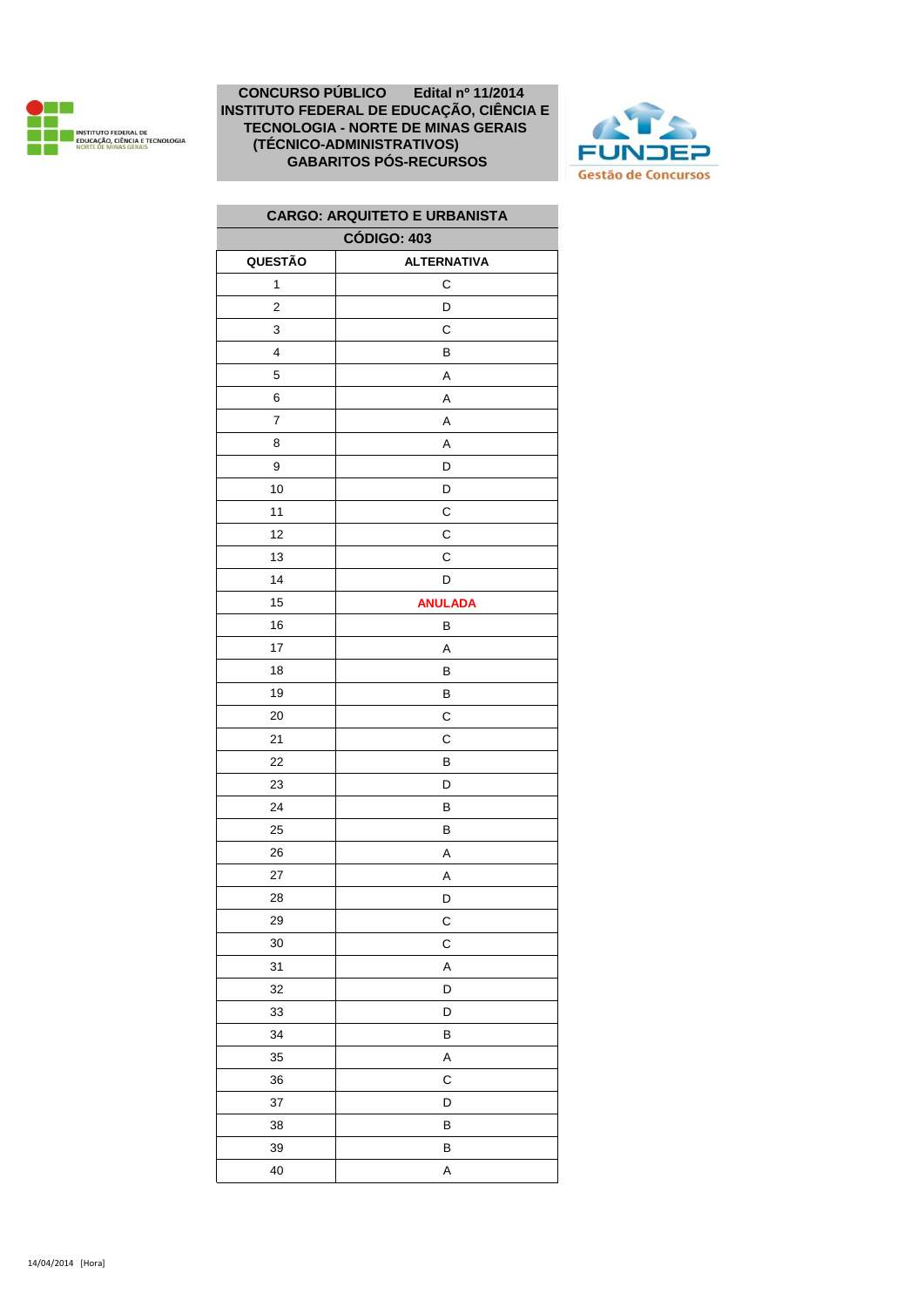**CONCURSO PÚBLICO Edital nº 11/2014**
**INSTITUTO FEDERAL DE EDUCAÇÃO, CIÊNCIA E TECNOLOGIA - NORTE DE MINAS GERAIS (TÉCNICO-ADMINISTRATIVOS)**
**GABARITOS PÓS-RECURSOS**

| CARGO: ARQUITETO E URBANISTA | |
|---|---|
| CÓDIGO: 403 | |
| QUESTÃO | ALTERNATIVA |
| 1 | C |
| 2 | D |
| 3 | C |
| 4 | B |
| 5 | A |
| 6 | A |
| 7 | A |
| 8 | A |
| 9 | D |
| 10 | D |
| 11 | C |
| 12 | C |
| 13 | C |
| 14 | D |
| 15 | **ANULADA** |
| 16 | B |
| 17 | A |
| 18 | B |
| 19 | B |
| 20 | C |
| 21 | C |
| 22 | B |
| 23 | D |
| 24 | B |
| 25 | B |
| 26 | A |
| 27 | A |
| 28 | D |
| 29 | C |
| 30 | C |
| 31 | A |
| 32 | D |
| 33 | D |
| 34 | B |
| 35 | A |
| 36 | C |
| 37 | D |
| 38 | B |
| 39 | B |
| 40 | A |

14/04/2014 [Hora]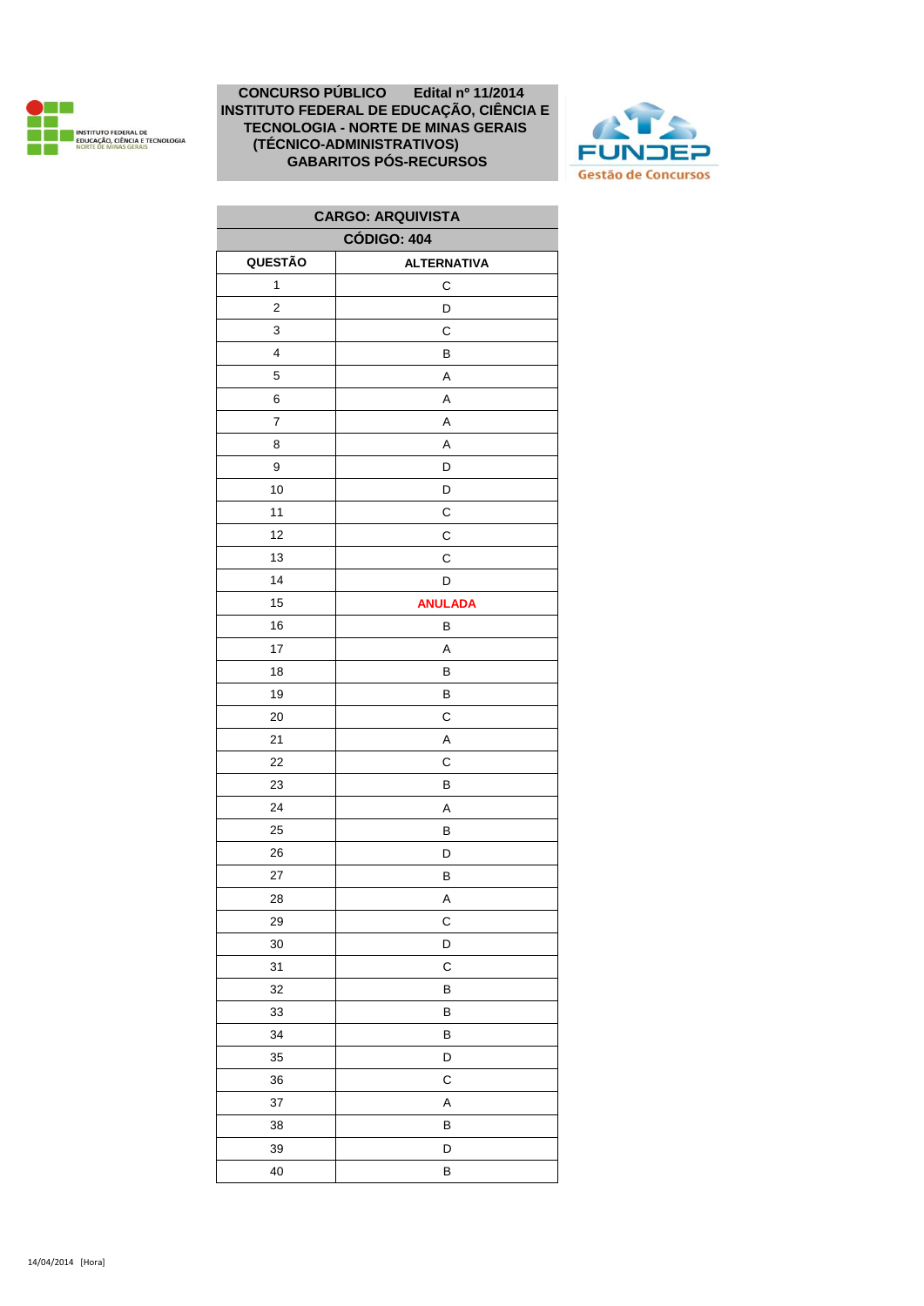**CONCURSO PÚBLICO Edital nº 11/2014**
**INSTITUTO FEDERAL DE EDUCAÇÃO, CIÊNCIA E TECNOLOGIA - NORTE DE MINAS GERAIS (TÉCNICO-ADMINISTRATIVOS)**
**GABARITOS PÓS-RECURSOS**

FUNDEP Gestão de Concursos

| CARGO: ARQUIVISTA | |
|---|---|
| CÓDIGO: 404 | |
| **QUESTÃO** | **ALTERNATIVA** |
| 1 | C |
| 2 | D |
| 3 | C |
| 4 | B |
| 5 | A |
| 6 | A |
| 7 | A |
| 8 | A |
| 9 | D |
| 10 | D |
| 11 | C |
| 12 | C |
| 13 | C |
| 14 | D |
| 15 | **ANULADA** |
| 16 | B |
| 17 | A |
| 18 | B |
| 19 | B |
| 20 | C |
| 21 | A |
| 22 | C |
| 23 | B |
| 24 | A |
| 25 | B |
| 26 | D |
| 27 | B |
| 28 | A |
| 29 | C |
| 30 | D |
| 31 | C |
| 32 | B |
| 33 | B |
| 34 | B |
| 35 | D |
| 36 | C |
| 37 | A |
| 38 | B |
| 39 | D |
| 40 | B |

14/04/2014 [Hora]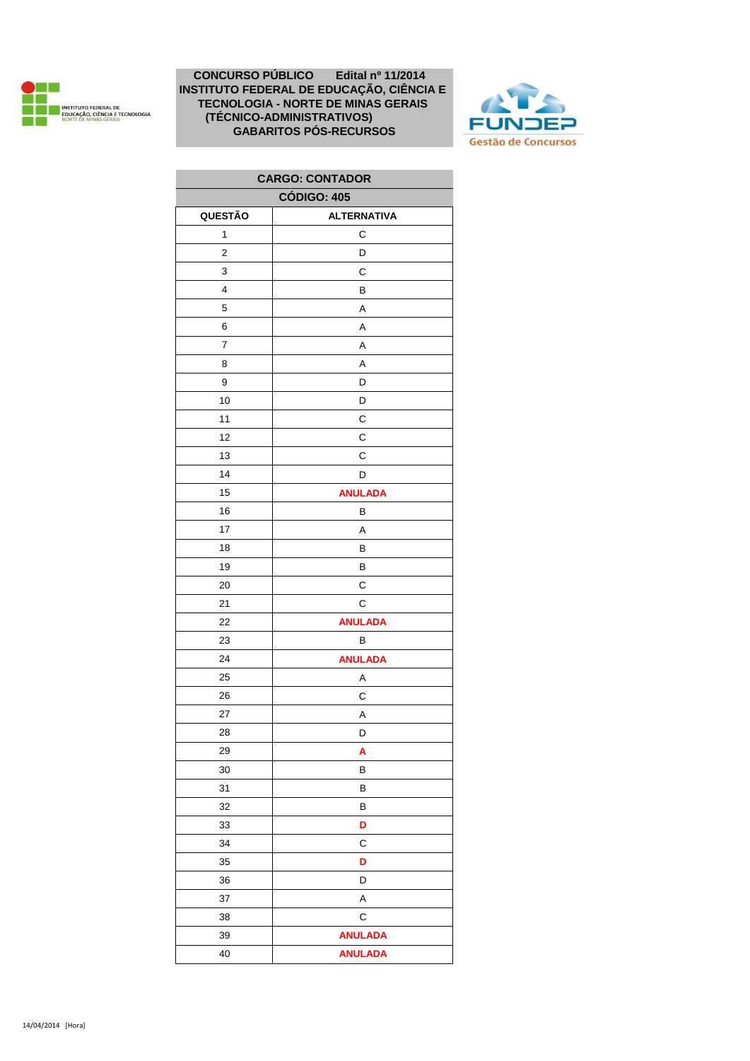**CONCURSO PÚBLICO Edital nº 11/2014**
**INSTITUTO FEDERAL DE EDUCAÇÃO, CIÊNCIA E TECNOLOGIA - NORTE DE MINAS GERAIS**
**(TÉCNICO-ADMINISTRATIVOS)**
**GABARITOS PÓS-RECURSOS**

| CARGO: CONTADOR | |
|---|---|
| CÓDIGO: 405 | |
| QUESTÃO | ALTERNATIVA |
| 1 | C |
| 2 | D |
| 3 | C |
| 4 | B |
| 5 | A |
| 6 | A |
| 7 | A |
| 8 | A |
| 9 | D |
| 10 | D |
| 11 | C |
| 12 | C |
| 13 | C |
| 14 | D |
| 15 | ANULADA |
| 16 | B |
| 17 | A |
| 18 | B |
| 19 | B |
| 20 | C |
| 21 | C |
| 22 | ANULADA |
| 23 | B |
| 24 | ANULADA |
| 25 | A |
| 26 | C |
| 27 | A |
| 28 | D |
| 29 | A |
| 30 | B |
| 31 | B |
| 32 | B |
| 33 | D |
| 34 | C |
| 35 | D |
| 36 | D |
| 37 | A |
| 38 | C |
| 39 | ANULADA |
| 40 | ANULADA |

14/04/2014 [Hora]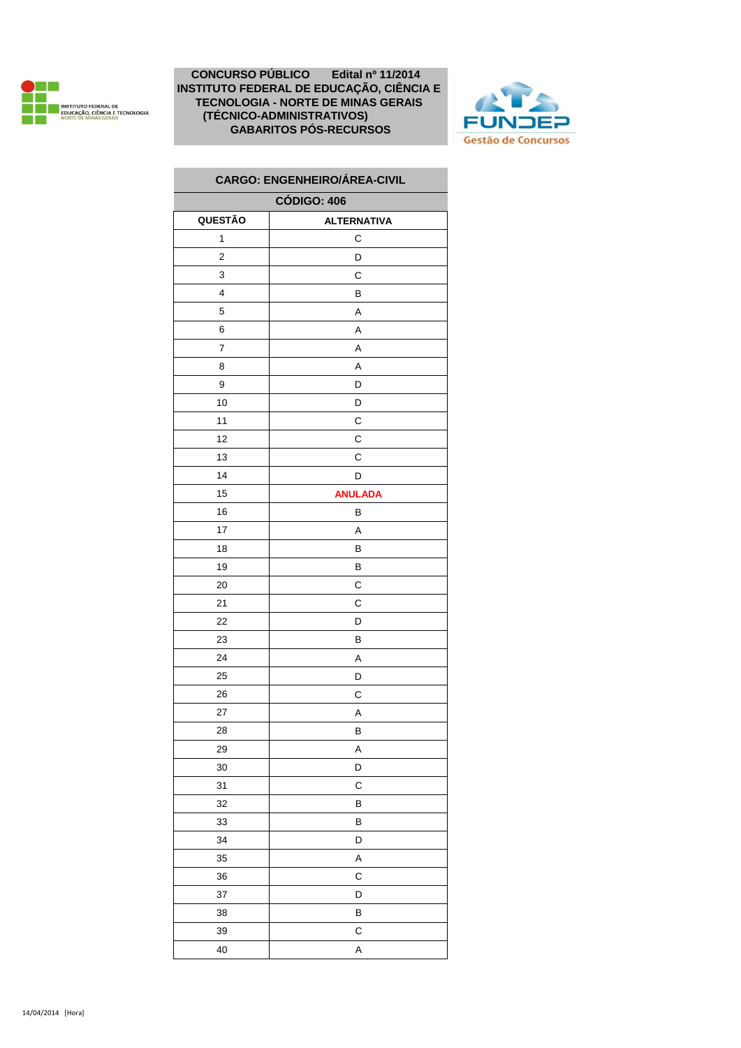**CONCURSO PÚBLICO Edital nº 11/2014**
**INSTITUTO FEDERAL DE EDUCAÇÃO, CIÊNCIA E TECNOLOGIA - NORTE DE MINAS GERAIS (TÉCNICO-ADMINISTRATIVOS)**
**GABARITOS PÓS-RECURSOS**

INSTITUTO FEDERAL DE EDUCAÇÃO, CIÊNCIA E TECNOLOGIA NORTE DE MINAS GERAIS

FUNDEP Gestão de Concursos

| CARGO: ENGENHEIRO/ÁREA-CIVIL | |
|---|---|
| CÓDIGO: 406 | |
| **QUESTÃO** | **ALTERNATIVA** |
| 1 | C |
| 2 | D |
| 3 | C |
| 4 | B |
| 5 | A |
| 6 | A |
| 7 | A |
| 8 | A |
| 9 | D |
| 10 | D |
| 11 | C |
| 12 | C |
| 13 | C |
| 14 | D |
| 15 | **ANULADA** |
| 16 | B |
| 17 | A |
| 18 | B |
| 19 | B |
| 20 | C |
| 21 | C |
| 22 | D |
| 23 | B |
| 24 | A |
| 25 | D |
| 26 | C |
| 27 | A |
| 28 | B |
| 29 | A |
| 30 | D |
| 31 | C |
| 32 | B |
| 33 | B |
| 34 | D |
| 35 | A |
| 36 | C |
| 37 | D |
| 38 | B |
| 39 | C |
| 40 | A |

14/04/2014 [Hora]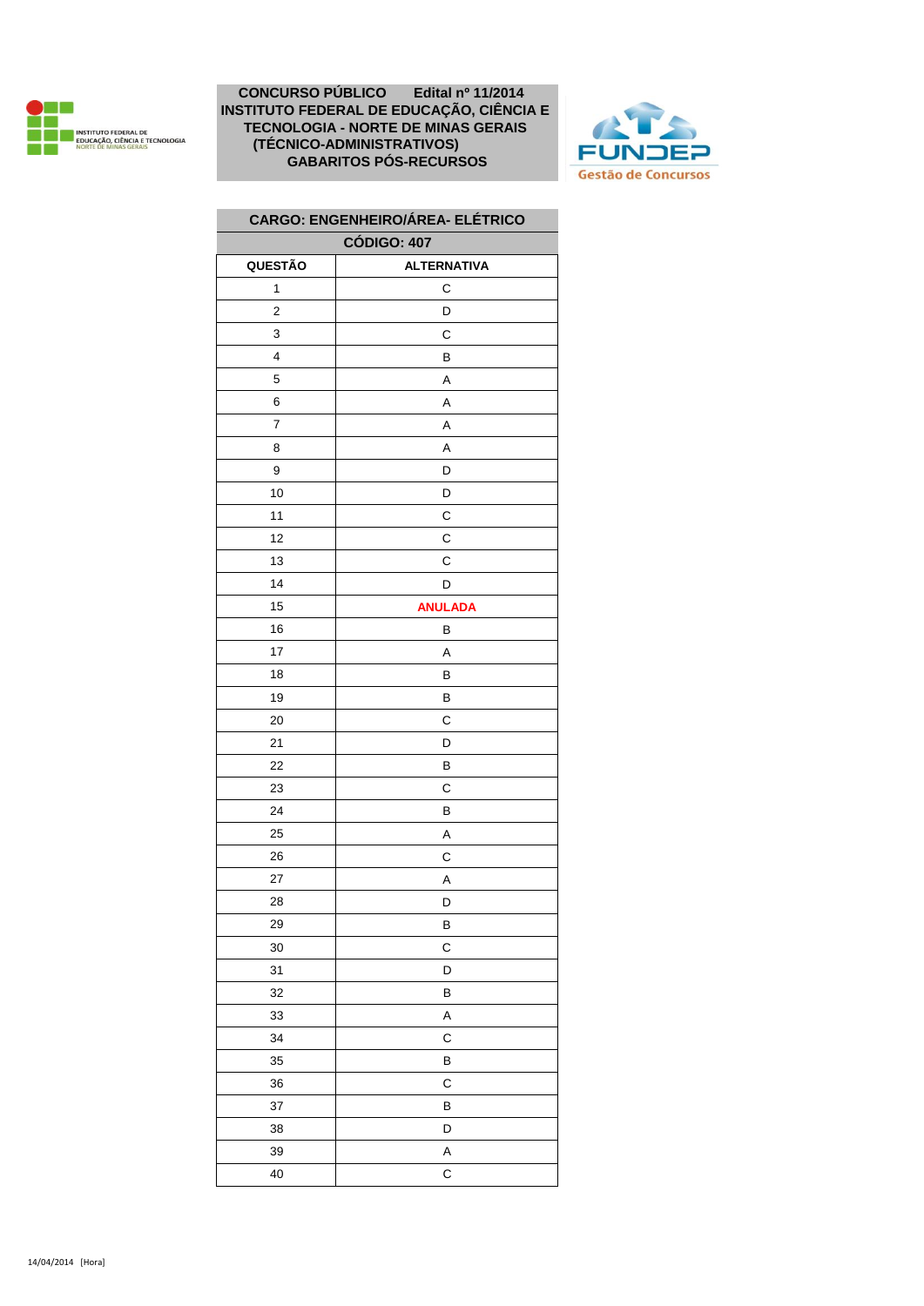**CONCURSO PÚBLICO Edital nº 11/2014**
**INSTITUTO FEDERAL DE EDUCAÇÃO, CIÊNCIA E TECNOLOGIA - NORTE DE MINAS GERAIS (TÉCNICO-ADMINISTRATIVOS)**
**GABARITOS PÓS-RECURSOS**

| CARGO: ENGENHEIRO/ÁREA- ELÉTRICO | |
|---|---|
| CÓDIGO: 407 | |
| **QUESTÃO** | **ALTERNATIVA** |
| 1 | C |
| 2 | D |
| 3 | C |
| 4 | B |
| 5 | A |
| 6 | A |
| 7 | A |
| 8 | A |
| 9 | D |
| 10 | D |
| 11 | C |
| 12 | C |
| 13 | C |
| 14 | D |
| 15 | **ANULADA** |
| 16 | B |
| 17 | A |
| 18 | B |
| 19 | B |
| 20 | C |
| 21 | D |
| 22 | B |
| 23 | C |
| 24 | B |
| 25 | A |
| 26 | C |
| 27 | A |
| 28 | D |
| 29 | B |
| 30 | C |
| 31 | D |
| 32 | B |
| 33 | A |
| 34 | C |
| 35 | B |
| 36 | C |
| 37 | B |
| 38 | D |
| 39 | A |
| 40 | C |

14/04/2014 [Hora]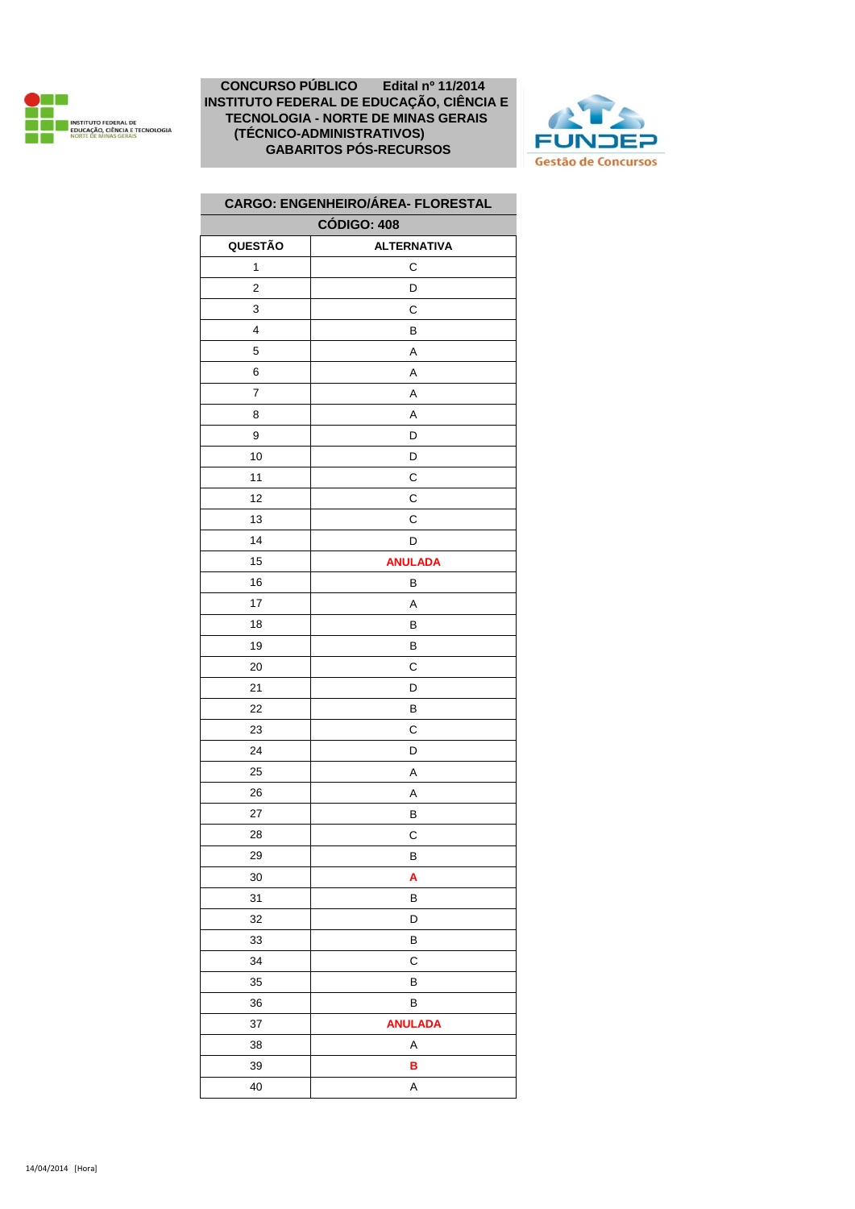**CONCURSO PÚBLICO Edital nº 11/2014**
**INSTITUTO FEDERAL DE EDUCAÇÃO, CIÊNCIA E TECNOLOGIA - NORTE DE MINAS GERAIS**
**(TÉCNICO-ADMINISTRATIVOS)**
**GABARITOS PÓS-RECURSOS**

| CARGO: ENGENHEIRO/ÁREA- FLORESTAL | |
|---|---|
| CÓDIGO: 408 | |
| **QUESTÃO** | **ALTERNATIVA** |
| 1 | C |
| 2 | D |
| 3 | C |
| 4 | B |
| 5 | A |
| 6 | A |
| 7 | A |
| 8 | A |
| 9 | D |
| 10 | D |
| 11 | C |
| 12 | C |
| 13 | C |
| 14 | D |
| 15 | **ANULADA** |
| 16 | B |
| 17 | A |
| 18 | B |
| 19 | B |
| 20 | C |
| 21 | D |
| 22 | B |
| 23 | C |
| 24 | D |
| 25 | A |
| 26 | A |
| 27 | B |
| 28 | C |
| 29 | B |
| 30 | **A** |
| 31 | B |
| 32 | D |
| 33 | B |
| 34 | C |
| 35 | B |
| 36 | B |
| 37 | **ANULADA** |
| 38 | A |
| 39 | **B** |
| 40 | A |

14/04/2014 [Hora]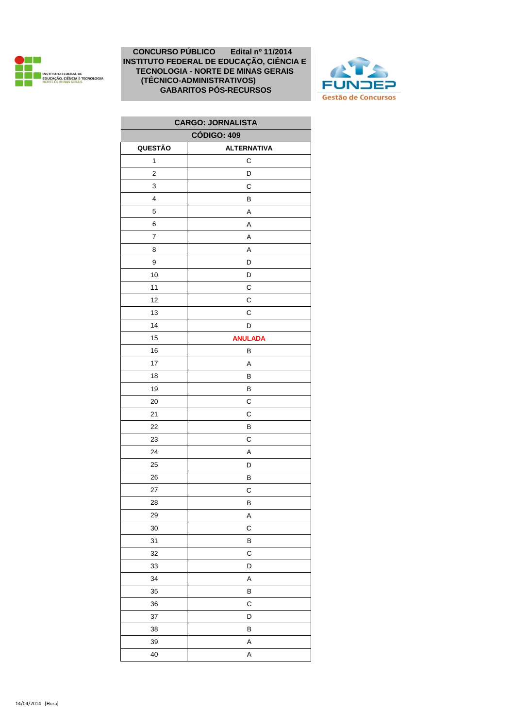**CONCURSO PÚBLICO Edital nº 11/2014**
**INSTITUTO FEDERAL DE EDUCAÇÃO, CIÊNCIA E TECNOLOGIA - NORTE DE MINAS GERAIS**
**(TÉCNICO-ADMINISTRATIVOS)**
**GABARITOS PÓS-RECURSOS**

INSTITUTO FEDERAL DE EDUCAÇÃO, CIÊNCIA E TECNOLOGIA
NORTE DE MINAS GERAIS

FUNDEP
Gestão de Concursos

| CARGO: JORNALISTA | |
|---|---|
| CÓDIGO: 409 | |
| QUESTÃO | ALTERNATIVA |
| 1 | C |
| 2 | D |
| 3 | C |
| 4 | B |
| 5 | A |
| 6 | A |
| 7 | A |
| 8 | A |
| 9 | D |
| 10 | D |
| 11 | C |
| 12 | C |
| 13 | C |
| 14 | D |
| 15 | **ANULADA** |
| 16 | B |
| 17 | A |
| 18 | B |
| 19 | B |
| 20 | C |
| 21 | C |
| 22 | B |
| 23 | C |
| 24 | A |
| 25 | D |
| 26 | B |
| 27 | C |
| 28 | B |
| 29 | A |
| 30 | C |
| 31 | B |
| 32 | C |
| 33 | D |
| 34 | A |
| 35 | B |
| 36 | C |
| 37 | D |
| 38 | B |
| 39 | A |
| 40 | A |

14/04/2014 [Hora]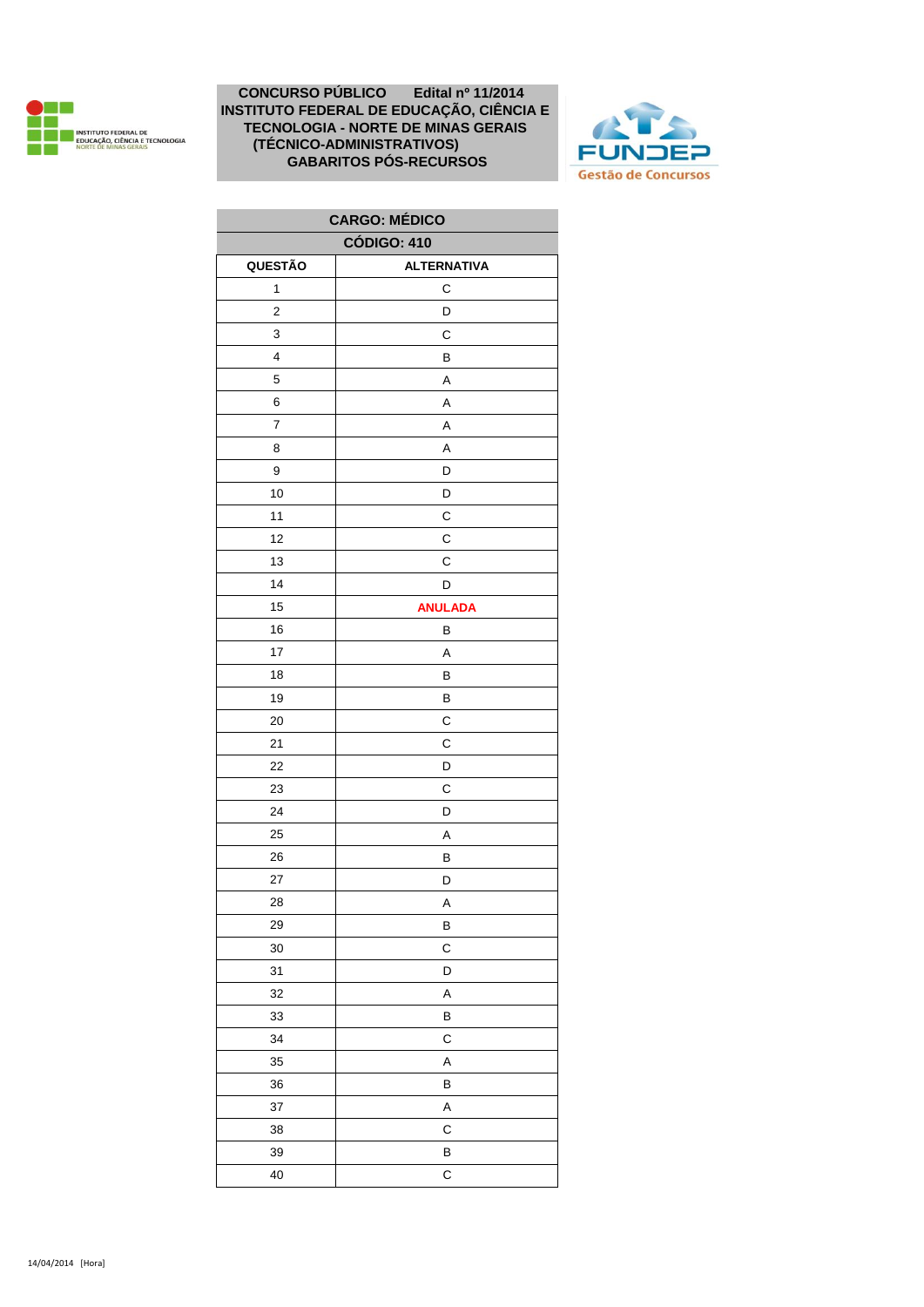**CONCURSO PÚBLICO Edital nº 11/2014**
**INSTITUTO FEDERAL DE EDUCAÇÃO, CIÊNCIA E TECNOLOGIA - NORTE DE MINAS GERAIS (TÉCNICO-ADMINISTRATIVOS)**
**GABARITOS PÓS-RECURSOS**

| CARGO: MÉDICO | |
|---|---|
| CÓDIGO: 410 | |
| QUESTÃO | ALTERNATIVA |
| 1 | C |
| 2 | D |
| 3 | C |
| 4 | B |
| 5 | A |
| 6 | A |
| 7 | A |
| 8 | A |
| 9 | D |
| 10 | D |
| 11 | C |
| 12 | C |
| 13 | C |
| 14 | D |
| 15 | **ANULADA** |
| 16 | B |
| 17 | A |
| 18 | B |
| 19 | B |
| 20 | C |
| 21 | C |
| 22 | D |
| 23 | C |
| 24 | D |
| 25 | A |
| 26 | B |
| 27 | D |
| 28 | A |
| 29 | B |
| 30 | C |
| 31 | D |
| 32 | A |
| 33 | B |
| 34 | C |
| 35 | A |
| 36 | B |
| 37 | A |
| 38 | C |
| 39 | B |
| 40 | C |

14/04/2014 [Hora]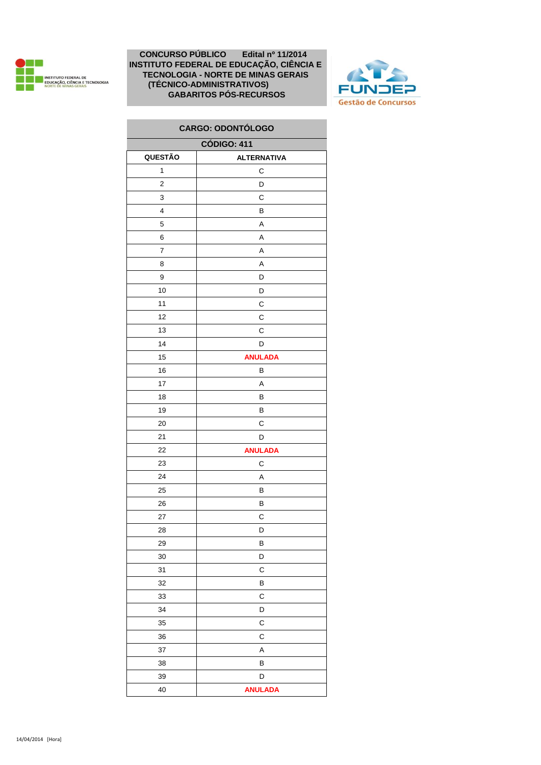**CONCURSO PÚBLICO Edital nº 11/2014**
**INSTITUTO FEDERAL DE EDUCAÇÃO, CIÊNCIA E TECNOLOGIA - NORTE DE MINAS GERAIS (TÉCNICO-ADMINISTRATIVOS)**
**GABARITOS PÓS-RECURSOS**

INSTITUTO FEDERAL DE EDUCAÇÃO, CIÊNCIA E TECNOLOGIA NORTE DE MINAS GERAIS

FUNDEP Gestão de Concursos

## CARGO: ODONTÓLOGO

### CÓDIGO: 411

| QUESTÃO | ALTERNATIVA |
|---|---|
| 1 | C |
| 2 | D |
| 3 | C |
| 4 | B |
| 5 | A |
| 6 | A |
| 7 | A |
| 8 | A |
| 9 | D |
| 10 | D |
| 11 | C |
| 12 | C |
| 13 | C |
| 14 | D |
| 15 | **ANULADA** |
| 16 | B |
| 17 | A |
| 18 | B |
| 19 | B |
| 20 | C |
| 21 | D |
| 22 | **ANULADA** |
| 23 | C |
| 24 | A |
| 25 | B |
| 26 | B |
| 27 | C |
| 28 | D |
| 29 | B |
| 30 | D |
| 31 | C |
| 32 | B |
| 33 | C |
| 34 | D |
| 35 | C |
| 36 | C |
| 37 | A |
| 38 | B |
| 39 | D |
| 40 | **ANULADA** |

14/04/2014 [Hora]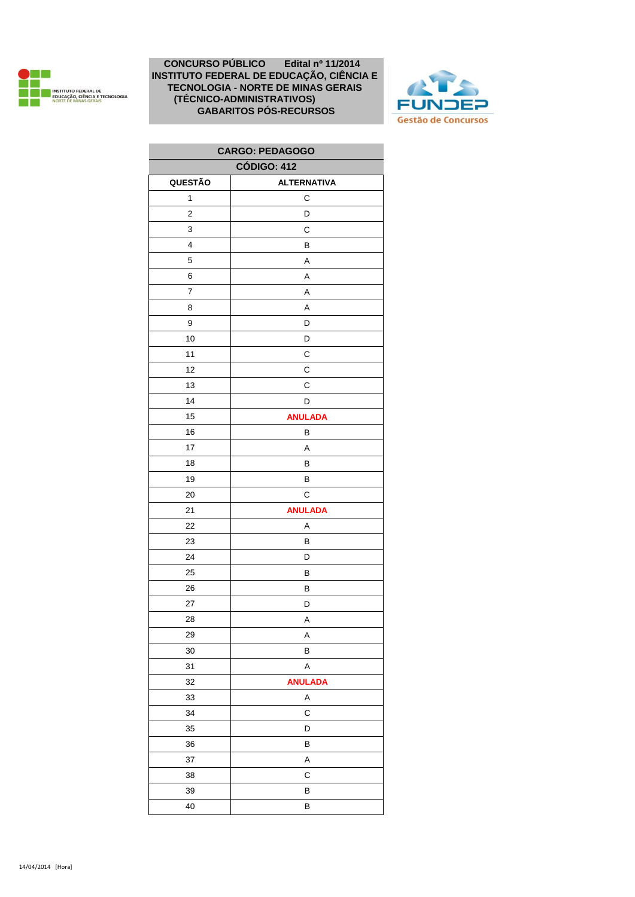**CONCURSO PÚBLICO Edital nº 11/2014**
**INSTITUTO FEDERAL DE EDUCAÇÃO, CIÊNCIA E TECNOLOGIA - NORTE DE MINAS GERAIS (TÉCNICO-ADMINISTRATIVOS)**
**GABARITOS PÓS-RECURSOS**

| CARGO: PEDAGOGO | |
|---|---|
| CÓDIGO: 412 | |
| **QUESTÃO** | **ALTERNATIVA** |
| 1 | C |
| 2 | D |
| 3 | C |
| 4 | B |
| 5 | A |
| 6 | A |
| 7 | A |
| 8 | A |
| 9 | D |
| 10 | D |
| 11 | C |
| 12 | C |
| 13 | C |
| 14 | D |
| 15 | **ANULADA** |
| 16 | B |
| 17 | A |
| 18 | B |
| 19 | B |
| 20 | C |
| 21 | **ANULADA** |
| 22 | A |
| 23 | B |
| 24 | D |
| 25 | B |
| 26 | B |
| 27 | D |
| 28 | A |
| 29 | A |
| 30 | B |
| 31 | A |
| 32 | **ANULADA** |
| 33 | A |
| 34 | C |
| 35 | D |
| 36 | B |
| 37 | A |
| 38 | C |
| 39 | B |
| 40 | B |

14/04/2014 [Hora]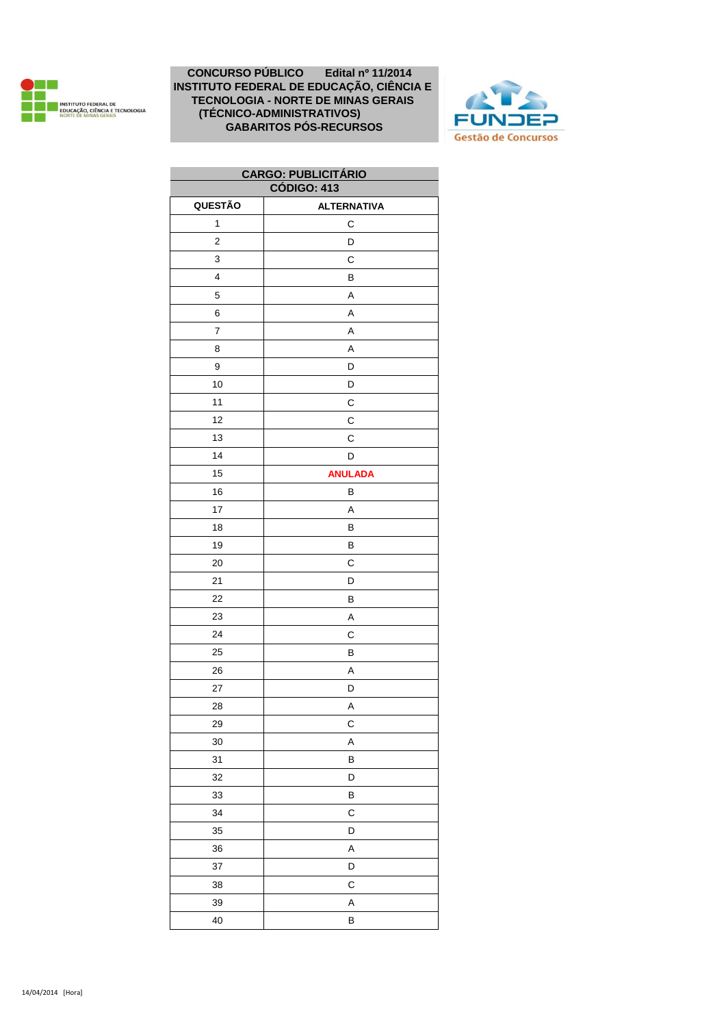**CONCURSO PÚBLICO Edital nº 11/2014**
**INSTITUTO FEDERAL DE EDUCAÇÃO, CIÊNCIA E TECNOLOGIA - NORTE DE MINAS GERAIS (TÉCNICO-ADMINISTRATIVOS)**
**GABARITOS PÓS-RECURSOS**

| CARGO: PUBLICITÁRIO CÓDIGO: 413 | |
|---|---|
| **QUESTÃO** | **ALTERNATIVA** |
| 1 | C |
| 2 | D |
| 3 | C |
| 4 | B |
| 5 | A |
| 6 | A |
| 7 | A |
| 8 | A |
| 9 | D |
| 10 | D |
| 11 | C |
| 12 | C |
| 13 | C |
| 14 | D |
| 15 | **ANULADA** |
| 16 | B |
| 17 | A |
| 18 | B |
| 19 | B |
| 20 | C |
| 21 | D |
| 22 | B |
| 23 | A |
| 24 | C |
| 25 | B |
| 26 | A |
| 27 | D |
| 28 | A |
| 29 | C |
| 30 | A |
| 31 | B |
| 32 | D |
| 33 | B |
| 34 | C |
| 35 | D |
| 36 | A |
| 37 | D |
| 38 | C |
| 39 | A |
| 40 | B |

14/04/2014 [Hora]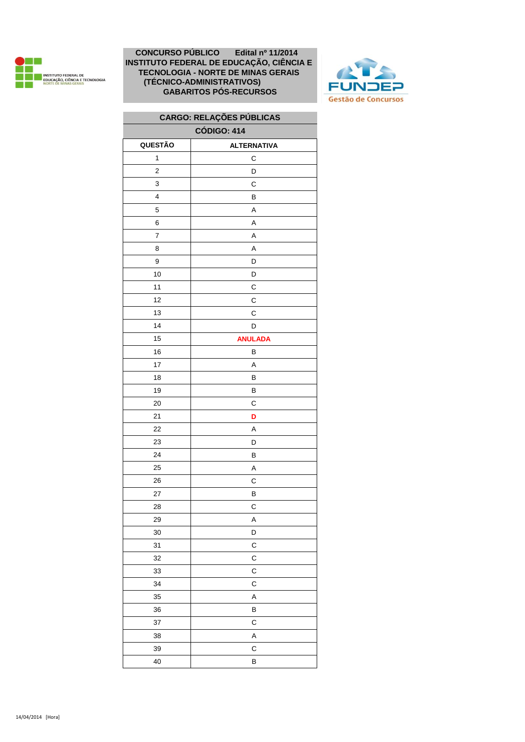**CONCURSO PÚBLICO Edital nº 11/2014**
**INSTITUTO FEDERAL DE EDUCAÇÃO, CIÊNCIA E TECNOLOGIA - NORTE DE MINAS GERAIS (TÉCNICO-ADMINISTRATIVOS)**
**GABARITOS PÓS-RECURSOS**

**CARGO: RELAÇÕES PÚBLICAS**
**CÓDIGO: 414**

| QUESTÃO | ALTERNATIVA |
|---|---|
| 1 | C |
| 2 | D |
| 3 | C |
| 4 | B |
| 5 | A |
| 6 | A |
| 7 | A |
| 8 | A |
| 9 | D |
| 10 | D |
| 11 | C |
| 12 | C |
| 13 | C |
| 14 | D |
| 15 | **ANULADA** |
| 16 | B |
| 17 | A |
| 18 | B |
| 19 | B |
| 20 | C |
| 21 | **D** |
| 22 | A |
| 23 | D |
| 24 | B |
| 25 | A |
| 26 | C |
| 27 | B |
| 28 | C |
| 29 | A |
| 30 | D |
| 31 | C |
| 32 | C |
| 33 | C |
| 34 | C |
| 35 | A |
| 36 | B |
| 37 | C |
| 38 | A |
| 39 | C |
| 40 | B |

14/04/2014 [Hora]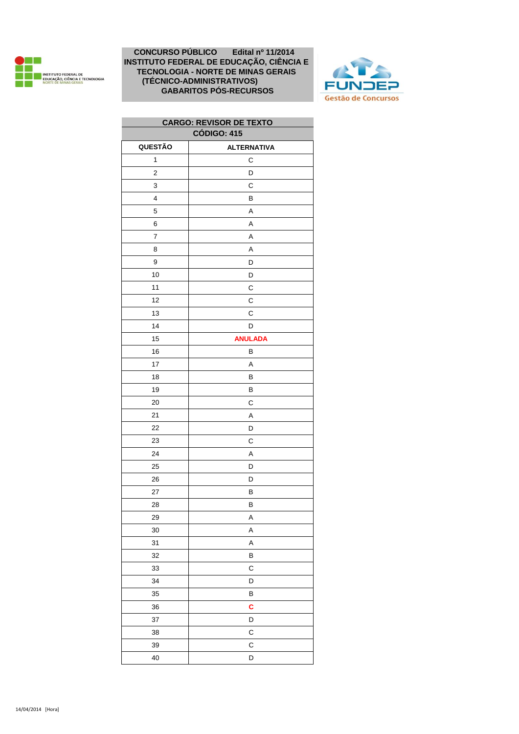**CONCURSO PÚBLICO Edital nº 11/2014**
**INSTITUTO FEDERAL DE EDUCAÇÃO, CIÊNCIA E TECNOLOGIA - NORTE DE MINAS GERAIS (TÉCNICO-ADMINISTRATIVOS)**
**GABARITOS PÓS-RECURSOS**

INSTITUTO FEDERAL DE EDUCAÇÃO, CIÊNCIA E TECNOLOGIA NORTE DE MINAS GERAIS

FUNDEP Gestão de Concursos

**CARGO: REVISOR DE TEXTO**
**CÓDIGO: 415**

| QUESTÃO | ALTERNATIVA |
|---|---|
| 1 | C |
| 2 | D |
| 3 | C |
| 4 | B |
| 5 | A |
| 6 | A |
| 7 | A |
| 8 | A |
| 9 | D |
| 10 | D |
| 11 | C |
| 12 | C |
| 13 | C |
| 14 | D |
| 15 | **ANULADA** |
| 16 | B |
| 17 | A |
| 18 | B |
| 19 | B |
| 20 | C |
| 21 | A |
| 22 | D |
| 23 | C |
| 24 | A |
| 25 | D |
| 26 | D |
| 27 | B |
| 28 | B |
| 29 | A |
| 30 | A |
| 31 | A |
| 32 | B |
| 33 | C |
| 34 | D |
| 35 | B |
| 36 | **C** |
| 37 | D |
| 38 | C |
| 39 | C |
| 40 | D |

14/04/2014 [Hora]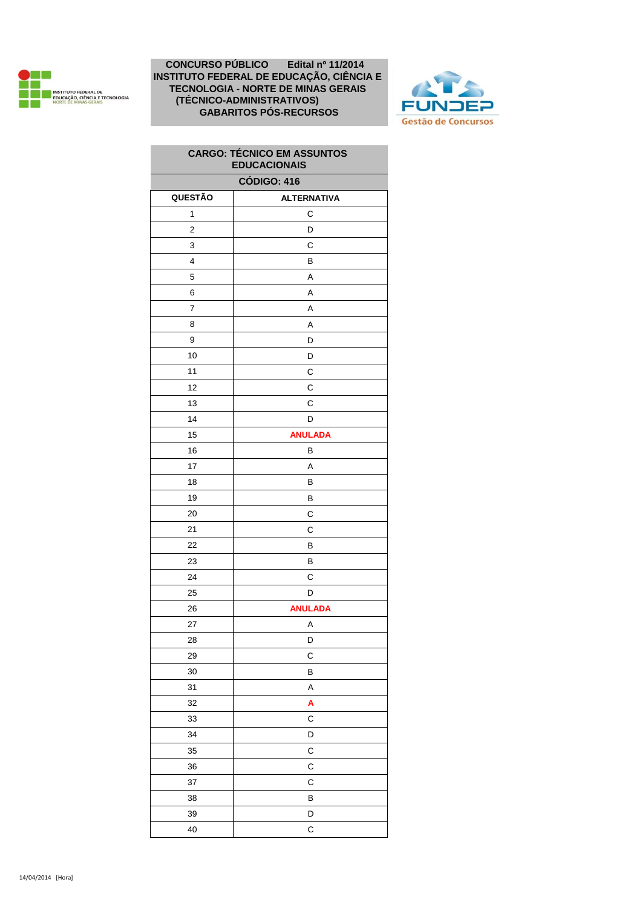**CONCURSO PÚBLICO Edital nº 11/2014**
**INSTITUTO FEDERAL DE EDUCAÇÃO, CIÊNCIA E TECNOLOGIA - NORTE DE MINAS GERAIS**
**(TÉCNICO-ADMINISTRATIVOS)**
**GABARITOS PÓS-RECURSOS**

INSTITUTO FEDERAL DE EDUCAÇÃO, CIÊNCIA E TECNOLOGIA
NORTE DE MINAS GERAIS

FUNDEP
Gestão de Concursos

**CARGO: TÉCNICO EM ASSUNTOS EDUCACIONAIS**
**CÓDIGO: 416**

| QUESTÃO | ALTERNATIVA |
|---|---|
| 1 | C |
| 2 | D |
| 3 | C |
| 4 | B |
| 5 | A |
| 6 | A |
| 7 | A |
| 8 | A |
| 9 | D |
| 10 | D |
| 11 | C |
| 12 | C |
| 13 | C |
| 14 | D |
| 15 | **ANULADA** |
| 16 | B |
| 17 | A |
| 18 | B |
| 19 | B |
| 20 | C |
| 21 | C |
| 22 | B |
| 23 | B |
| 24 | C |
| 25 | D |
| 26 | **ANULADA** |
| 27 | A |
| 28 | D |
| 29 | C |
| 30 | B |
| 31 | A |
| 32 | **A** |
| 33 | C |
| 34 | D |
| 35 | C |
| 36 | C |
| 37 | C |
| 38 | B |
| 39 | D |
| 40 | C |

14/04/2014 [Hora]